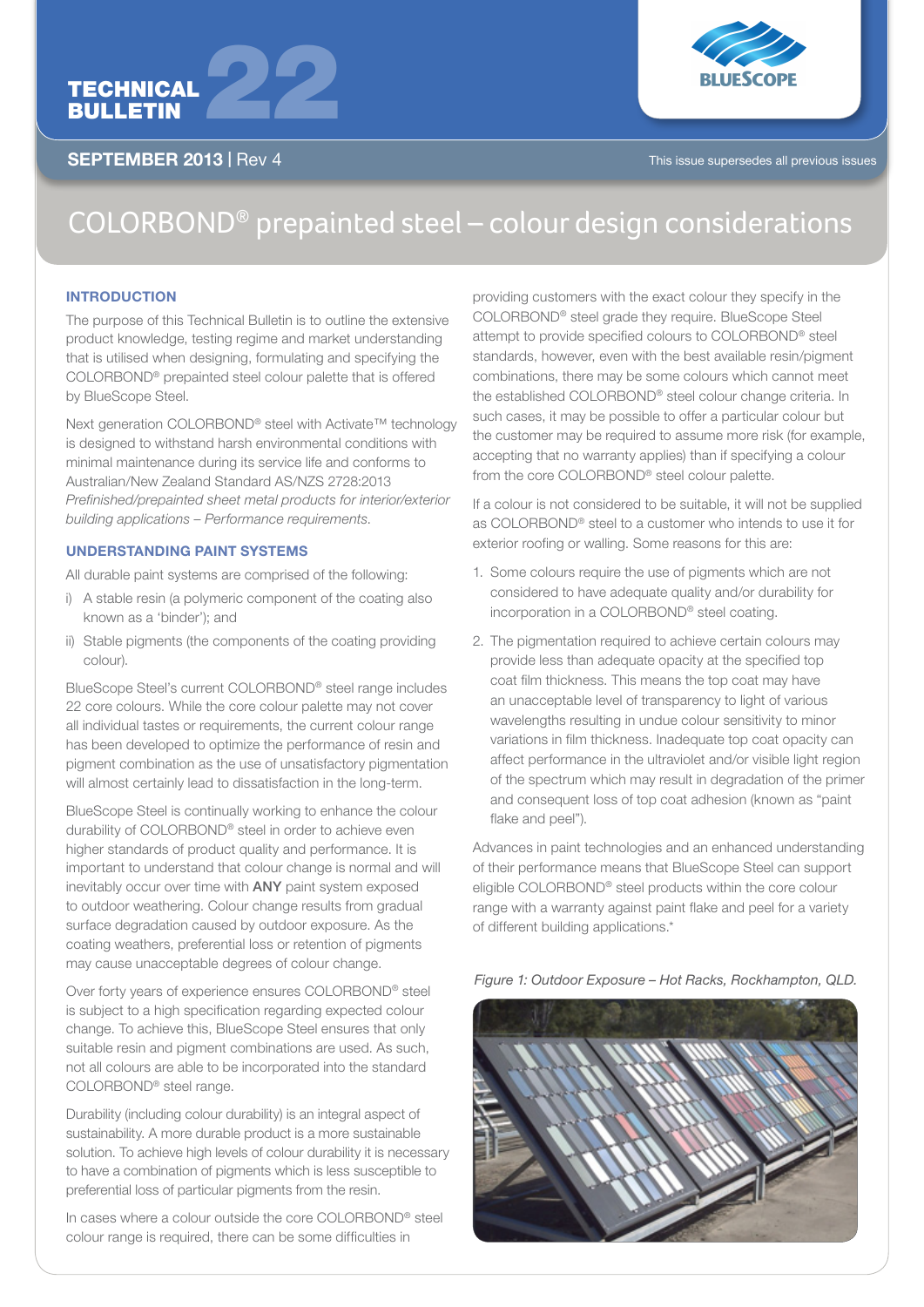TECHNICAL BULLETIN 22

**SEPTEMBER 2013** | Rev 4

This issue supersedes all previous issues

# COLORBOND® prepainted steel – colour design considerations

## INTRODUCTION

The purpose of this Technical Bulletin is to outline the extensive product knowledge, testing regime and market understanding that is utilised when designing, formulating and specifying the COLORBOND® prepainted steel colour palette that is offered by BlueScope Steel.

Next generation COLORBOND® steel with Activate™ technology is designed to withstand harsh environmental conditions with minimal maintenance during its service life and conforms to Australian/New Zealand Standard AS/NZS 2728:2013 *Prefinished/prepainted sheet metal products for interior/exterior building applications – Performance requirements.*

## UNDERSTANDING PAINT SYSTEMS

All durable paint systems are comprised of the following:

i) A stable resin (a polymeric component of the coating also known as a 'binder'); and
ii) Stable pigments (the components of the coating providing colour).

BlueScope Steel's current COLORBOND® steel range includes 22 core colours. While the core colour palette may not cover all individual tastes or requirements, the current colour range has been developed to optimize the performance of resin and pigment combination as the use of unsatisfactory pigmentation will almost certainly lead to dissatisfaction in the long-term.

BlueScope Steel is continually working to enhance the colour durability of COLORBOND® steel in order to achieve even higher standards of product quality and performance. It is important to understand that colour change is normal and will inevitably occur over time with **ANY** paint system exposed to outdoor weathering. Colour change results from gradual surface degradation caused by outdoor exposure. As the coating weathers, preferential loss or retention of pigments may cause unacceptable degrees of colour change.

Over forty years of experience ensures COLORBOND® steel is subject to a high specification regarding expected colour change. To achieve this, BlueScope Steel ensures that only suitable resin and pigment combinations are used. As such, not all colours are able to be incorporated into the standard COLORBOND® steel range.

Durability (including colour durability) is an integral aspect of sustainability. A more durable product is a more sustainable solution. To achieve high levels of colour durability it is necessary to have a combination of pigments which is less susceptible to preferential loss of particular pigments from the resin.

In cases where a colour outside the core COLORBOND® steel colour range is required, there can be some difficulties in providing customers with the exact colour they specify in the COLORBOND® steel grade they require. BlueScope Steel attempt to provide specified colours to COLORBOND® steel standards, however, even with the best available resin/pigment combinations, there may be some colours which cannot meet the established COLORBOND® steel colour change criteria. In such cases, it may be possible to offer a particular colour but the customer may be required to assume more risk (for example, accepting that no warranty applies) than if specifying a colour from the core COLORBOND® steel colour palette.

If a colour is not considered to be suitable, it will not be supplied as COLORBOND® steel to a customer who intends to use it for exterior roofing or walling. Some reasons for this are:

1. Some colours require the use of pigments which are not considered to have adequate quality and/or durability for incorporation in a COLORBOND® steel coating.
2. The pigmentation required to achieve certain colours may provide less than adequate opacity at the specified top coat film thickness. This means the top coat may have an unacceptable level of transparency to light of various wavelengths resulting in undue colour sensitivity to minor variations in film thickness. Inadequate top coat opacity can affect performance in the ultraviolet and/or visible light region of the spectrum which may result in degradation of the primer and consequent loss of top coat adhesion (known as "paint flake and peel").

Advances in paint technologies and an enhanced understanding of their performance means that BlueScope Steel can support eligible COLORBOND® steel products within the core colour range with a warranty against paint flake and peel for a variety of different building applications.*

*Figure 1: Outdoor Exposure – Hot Racks, Rockhampton, QLD.*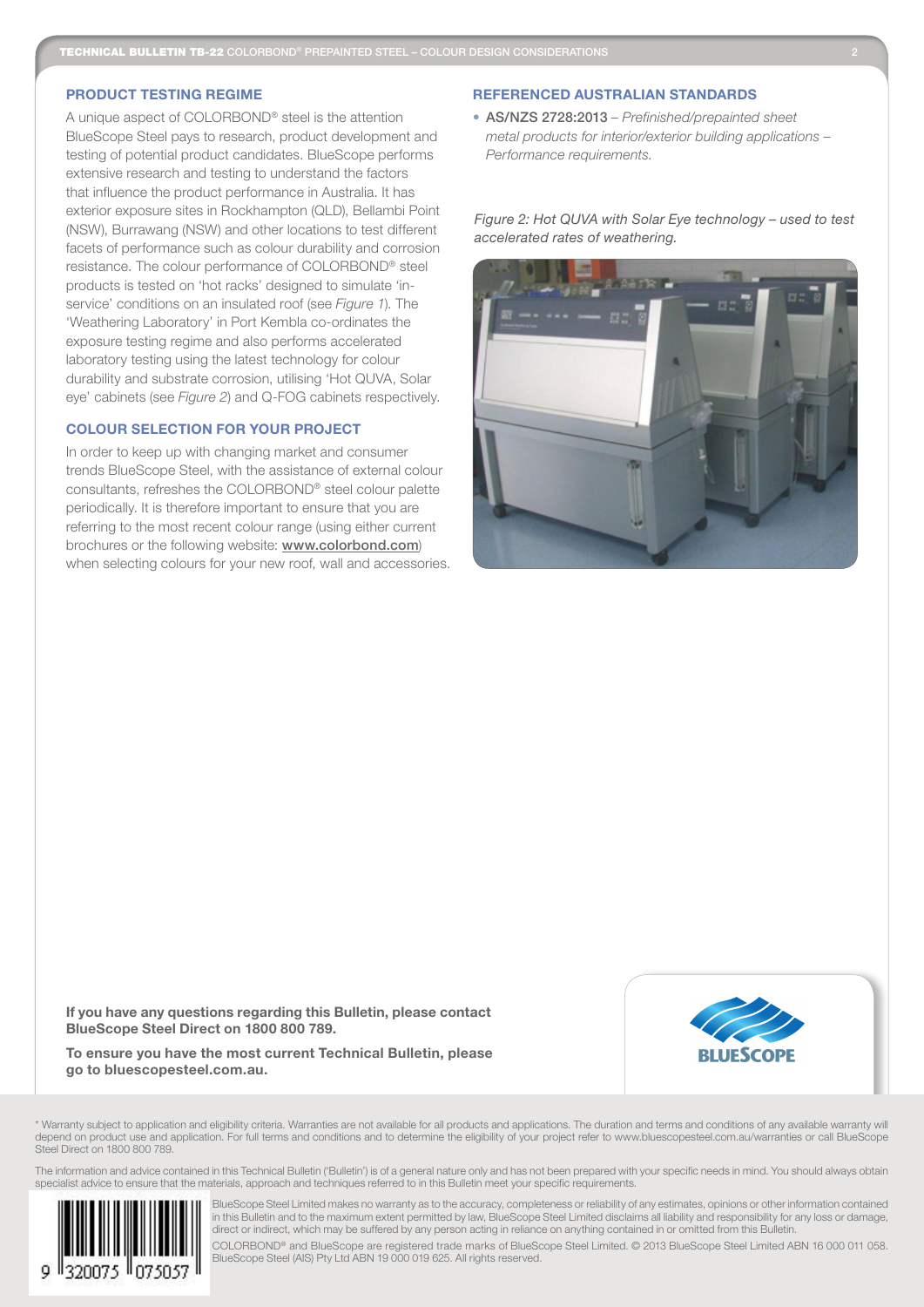## PRODUCT TESTING REGIME

A unique aspect of COLORBOND® steel is the attention BlueScope Steel pays to research, product development and testing of potential product candidates. BlueScope performs extensive research and testing to understand the factors that influence the product performance in Australia. It has exterior exposure sites in Rockhampton (QLD), Bellambi Point (NSW), Burrawang (NSW) and other locations to test different facets of performance such as colour durability and corrosion resistance. The colour performance of COLORBOND® steel products is tested on 'hot racks' designed to simulate 'in-service' conditions on an insulated roof (see *Figure 1*). The 'Weathering Laboratory' in Port Kembla co-ordinates the exposure testing regime and also performs accelerated laboratory testing using the latest technology for colour durability and substrate corrosion, utilising 'Hot QUVA, Solar eye' cabinets (see *Figure 2*) and Q-FOG cabinets respectively.

## COLOUR SELECTION FOR YOUR PROJECT

In order to keep up with changing market and consumer trends BlueScope Steel, with the assistance of external colour consultants, refreshes the COLORBOND® steel colour palette periodically. It is therefore important to ensure that you are referring to the most recent colour range (using either current brochures or the following website: **www.colorbond.com**) when selecting colours for your new roof, wall and accessories.

## REFERENCED AUSTRALIAN STANDARDS

- **AS/NZS 2728:2013** – *Prefinished/prepainted sheet metal products for interior/exterior building applications – Performance requirements.*

*Figure 2: Hot QUVA with Solar Eye technology – used to test accelerated rates of weathering.*

**If you have any questions regarding this Bulletin, please contact BlueScope Steel Direct on 1800 800 789.**

**To ensure you have the most current Technical Bulletin, please go to bluescopesteel.com.au.**

BLUESCOPE

* Warranty subject to application and eligibility criteria. Warranties are not available for all products and applications. The duration and terms and conditions of any available warranty will depend on product use and application. For full terms and conditions and to determine the eligibility of your project refer to www.bluescopesteel.com.au/warranties or call BlueScope Steel Direct on 1800 800 789.

The information and advice contained in this Technical Bulletin ('Bulletin') is of a general nature only and has not been prepared with your specific needs in mind. You should always obtain specialist advice to ensure that the materials, approach and techniques referred to in this Bulletin meet your specific requirements.

BlueScope Steel Limited makes no warranty as to the accuracy, completeness or reliability of any estimates, opinions or other information contained in this Bulletin and to the maximum extent permitted by law, BlueScope Steel Limited disclaims all liability and responsibility for any loss or damage, direct or indirect, which may be suffered by any person acting in reliance on anything contained in or omitted from this Bulletin.

COLORBOND® and BlueScope are registered trade marks of BlueScope Steel Limited. © 2013 BlueScope Steel Limited ABN 16 000 011 058. BlueScope Steel (AIS) Pty Ltd ABN 19 000 019 625. All rights reserved.

9 320075 075057